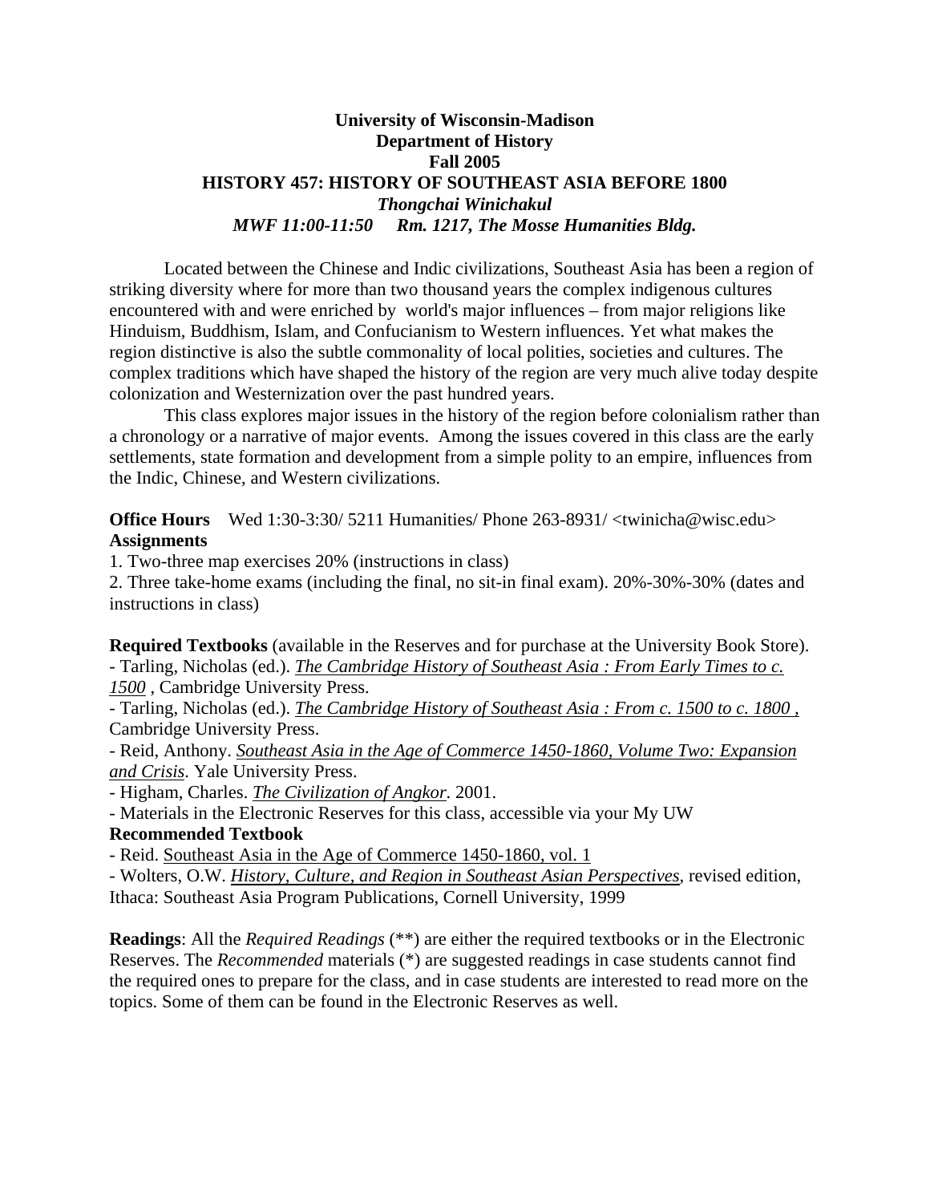# University of Wisconsin-Madison
## Department of History
## Fall 2005
## HISTORY 457: HISTORY OF SOUTHEAST ASIA BEFORE 1800

***Thongchai Winichakul***

***MWF 11:00-11:50 Rm. 1217, The Mosse Humanities Bldg.***

Located between the Chinese and Indic civilizations, Southeast Asia has been a region of striking diversity where for more than two thousand years the complex indigenous cultures encountered with and were enriched by world's major influences – from major religions like Hinduism, Buddhism, Islam, and Confucianism to Western influences. Yet what makes the region distinctive is also the subtle commonality of local polities, societies and cultures. The complex traditions which have shaped the history of the region are very much alive today despite colonization and Westernization over the past hundred years.

This class explores major issues in the history of the region before colonialism rather than a chronology or a narrative of major events. Among the issues covered in this class are the early settlements, state formation and development from a simple polity to an empire, influences from the Indic, Chinese, and Western civilizations.

**Office Hours** Wed 1:30-3:30/ 5211 Humanities/ Phone 263-8931/ <twinicha@wisc.edu>

**Assignments**

1. Two-three map exercises 20% (instructions in class)
2. Three take-home exams (including the final, no sit-in final exam). 20%-30%-30% (dates and instructions in class)

**Required Textbooks** (available in the Reserves and for purchase at the University Book Store).

- Tarling, Nicholas (ed.). *The Cambridge History of Southeast Asia : From Early Times to c. 1500* , Cambridge University Press.
- Tarling, Nicholas (ed.). *The Cambridge History of Southeast Asia : From c. 1500 to c. 1800* , Cambridge University Press.
- Reid, Anthony. *Southeast Asia in the Age of Commerce 1450-1860, Volume Two: Expansion and Crisis*. Yale University Press.
- Higham, Charles. *The Civilization of Angkor*. 2001.
- Materials in the Electronic Reserves for this class, accessible via your My UW

**Recommended Textbook**

- Reid. Southeast Asia in the Age of Commerce 1450-1860, vol. 1
- Wolters, O.W. *History, Culture, and Region in Southeast Asian Perspectives*, revised edition, Ithaca: Southeast Asia Program Publications, Cornell University, 1999

**Readings**: All the *Required Readings* (**) are either the required textbooks or in the Electronic Reserves. The *Recommended* materials (*) are suggested readings in case students cannot find the required ones to prepare for the class, and in case students are interested to read more on the topics. Some of them can be found in the Electronic Reserves as well.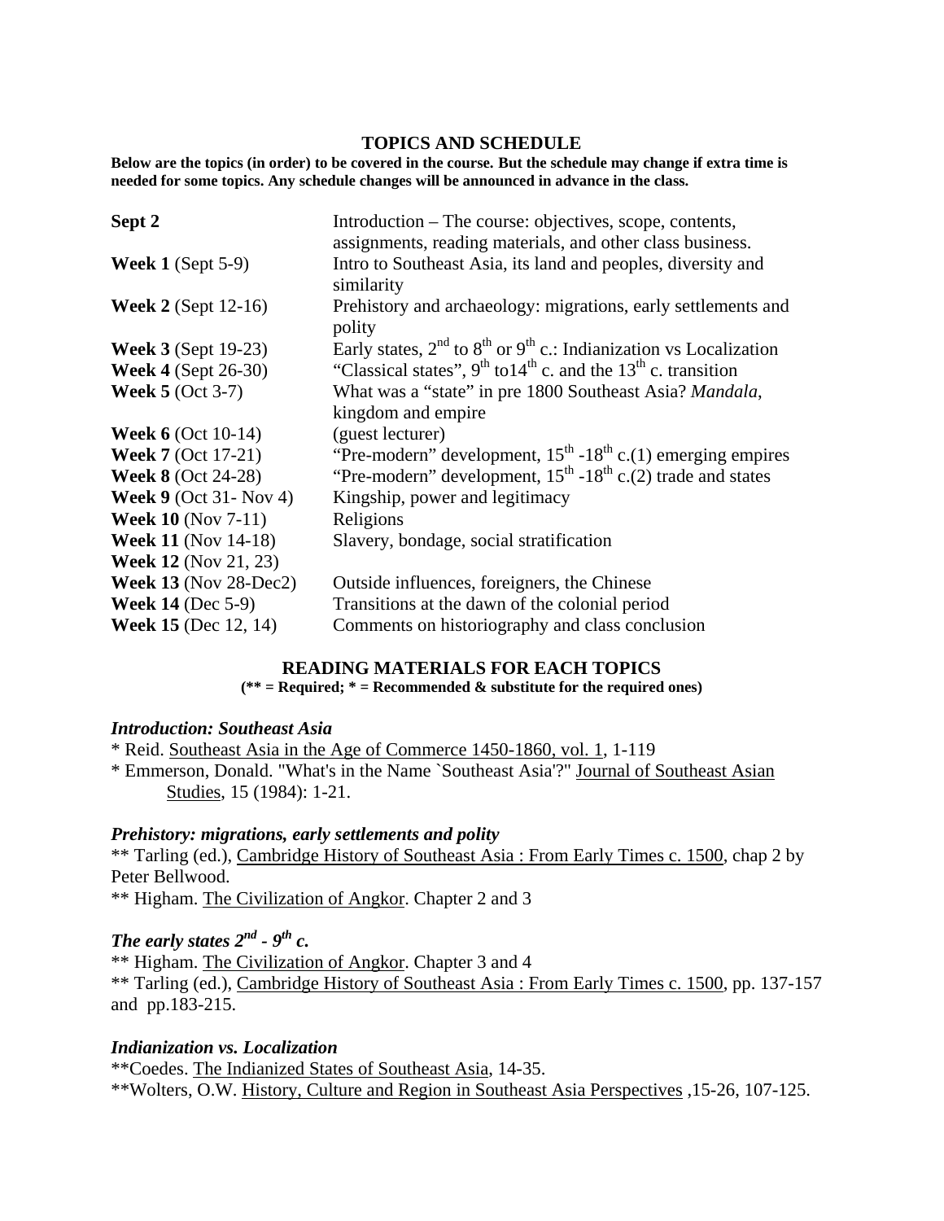## TOPICS AND SCHEDULE

**Below are the topics (in order) to be covered in the course. But the schedule may change if extra time is needed for some topics. Any schedule changes will be announced in advance in the class.**

| | |
|---|---|
| **Sept 2** | Introduction – The course: objectives, scope, contents, assignments, reading materials, and other class business. |
| **Week 1** (Sept 5-9) | Intro to Southeast Asia, its land and peoples, diversity and similarity |
| **Week 2** (Sept 12-16) | Prehistory and archaeology: migrations, early settlements and polity |
| **Week 3** (Sept 19-23) | Early states, 2nd to 8th or 9th c.: Indianization vs Localization |
| **Week 4** (Sept 26-30) | "Classical states", 9th to14th c. and the 13th c. transition |
| **Week 5** (Oct 3-7) | What was a "state" in pre 1800 Southeast Asia? *Mandala*, kingdom and empire |
| **Week 6** (Oct 10-14) | (guest lecturer) |
| **Week 7** (Oct 17-21) | "Pre-modern" development, 15th -18th c.(1) emerging empires |
| **Week 8** (Oct 24-28) | "Pre-modern" development, 15th -18th c.(2) trade and states |
| **Week 9** (Oct 31- Nov 4) | Kingship, power and legitimacy |
| **Week 10** (Nov 7-11) | Religions |
| **Week 11** (Nov 14-18) | Slavery, bondage, social stratification |
| **Week 12** (Nov 21, 23) | |
| **Week 13** (Nov 28-Dec2) | Outside influences, foreigners, the Chinese |
| **Week 14** (Dec 5-9) | Transitions at the dawn of the colonial period |
| **Week 15** (Dec 12, 14) | Comments on historiography and class conclusion |

## READING MATERIALS FOR EACH TOPICS

**(** = Required; * = Recommended & substitute for the required ones)**

### *Introduction: Southeast Asia*

* Reid. Southeast Asia in the Age of Commerce 1450-1860, vol. 1, 1-119
* Emmerson, Donald. "What's in the Name `Southeast Asia'?" Journal of Southeast Asian Studies, 15 (1984): 1-21.

### *Prehistory: migrations, early settlements and polity*

** Tarling (ed.), Cambridge History of Southeast Asia : From Early Times c. 1500, chap 2 by Peter Bellwood.
** Higham. The Civilization of Angkor. Chapter 2 and 3

### *The early states 2nd - 9th c.*

** Higham. The Civilization of Angkor. Chapter 3 and 4
** Tarling (ed.), Cambridge History of Southeast Asia : From Early Times c. 1500, pp. 137-157 and pp.183-215.

### *Indianization vs. Localization*

**Coedes. The Indianized States of Southeast Asia, 14-35.
**Wolters, O.W. History, Culture and Region in Southeast Asia Perspectives ,15-26, 107-125.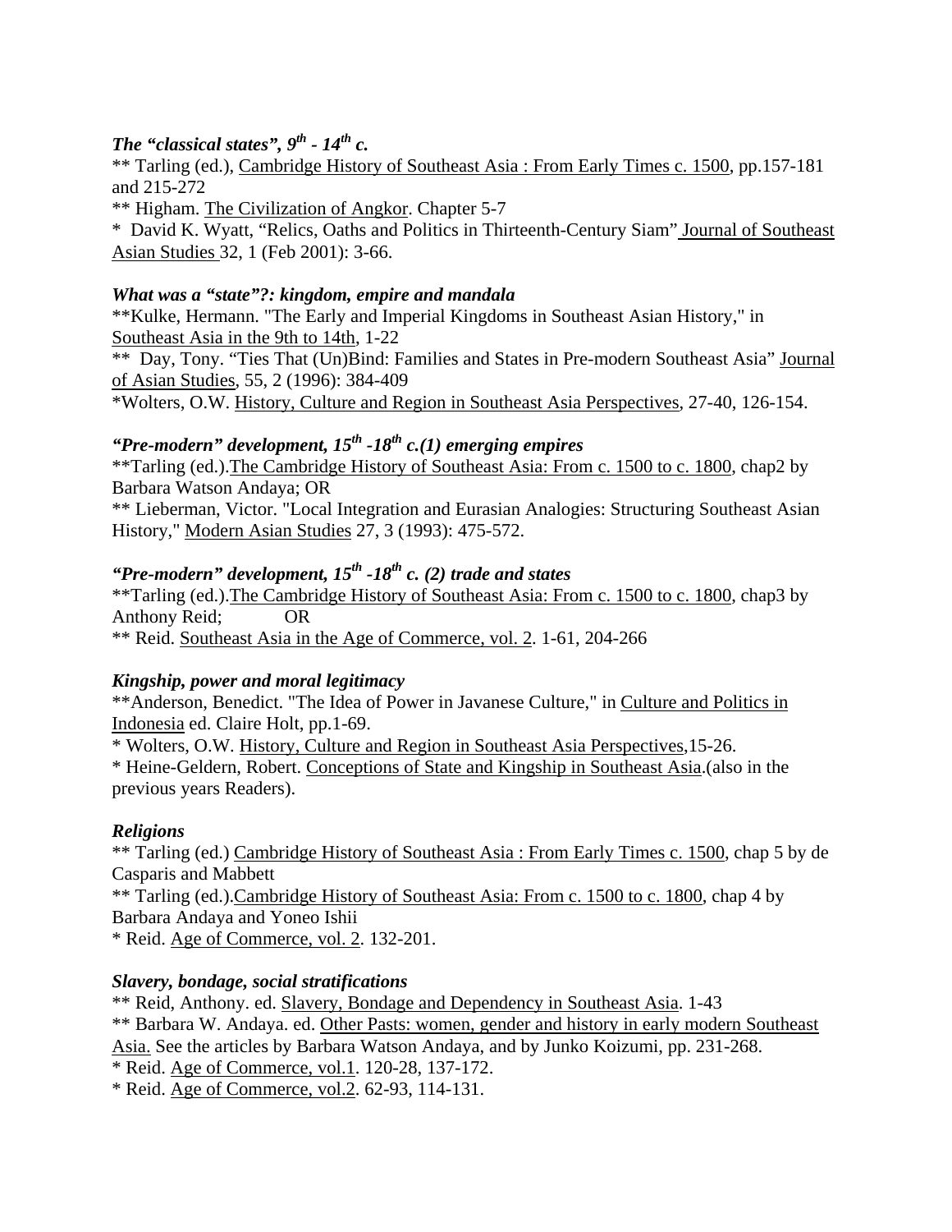***The "classical states", 9th - 14th c.***

** Tarling (ed.), Cambridge History of Southeast Asia : From Early Times c. 1500, pp.157-181 and 215-272

** Higham. The Civilization of Angkor. Chapter 5-7

* David K. Wyatt, "Relics, Oaths and Politics in Thirteenth-Century Siam" Journal of Southeast Asian Studies 32, 1 (Feb 2001): 3-66.

***What was a "state"?: kingdom, empire and mandala***

**Kulke, Hermann. "The Early and Imperial Kingdoms in Southeast Asian History," in Southeast Asia in the 9th to 14th, 1-22

** Day, Tony. "Ties That (Un)Bind: Families and States in Pre-modern Southeast Asia" Journal of Asian Studies, 55, 2 (1996): 384-409

*Wolters, O.W. History, Culture and Region in Southeast Asia Perspectives, 27-40, 126-154.

***"Pre-modern" development, 15th -18th c.(1) emerging empires***

**Tarling (ed.).The Cambridge History of Southeast Asia: From c. 1500 to c. 1800, chap2 by Barbara Watson Andaya; OR

** Lieberman, Victor. "Local Integration and Eurasian Analogies: Structuring Southeast Asian History," Modern Asian Studies 27, 3 (1993): 475-572.

***"Pre-modern" development, 15th -18th c. (2) trade and states***

**Tarling (ed.).The Cambridge History of Southeast Asia: From c. 1500 to c. 1800, chap3 by Anthony Reid; OR

** Reid. Southeast Asia in the Age of Commerce, vol. 2. 1-61, 204-266

***Kingship, power and moral legitimacy***

**Anderson, Benedict. "The Idea of Power in Javanese Culture," in Culture and Politics in Indonesia ed. Claire Holt, pp.1-69.

* Wolters, O.W. History, Culture and Region in Southeast Asia Perspectives,15-26.

* Heine-Geldern, Robert. Conceptions of State and Kingship in Southeast Asia.(also in the previous years Readers).

***Religions***

** Tarling (ed.) Cambridge History of Southeast Asia : From Early Times c. 1500, chap 5 by de Casparis and Mabbett

** Tarling (ed.).Cambridge History of Southeast Asia: From c. 1500 to c. 1800, chap 4 by Barbara Andaya and Yoneo Ishii

* Reid. Age of Commerce, vol. 2. 132-201.

***Slavery, bondage, social stratifications***

** Reid, Anthony. ed. Slavery, Bondage and Dependency in Southeast Asia. 1-43

** Barbara W. Andaya. ed. Other Pasts: women, gender and history in early modern Southeast Asia. See the articles by Barbara Watson Andaya, and by Junko Koizumi, pp. 231-268.

* Reid. Age of Commerce, vol.1. 120-28, 137-172.

* Reid. Age of Commerce, vol.2. 62-93, 114-131.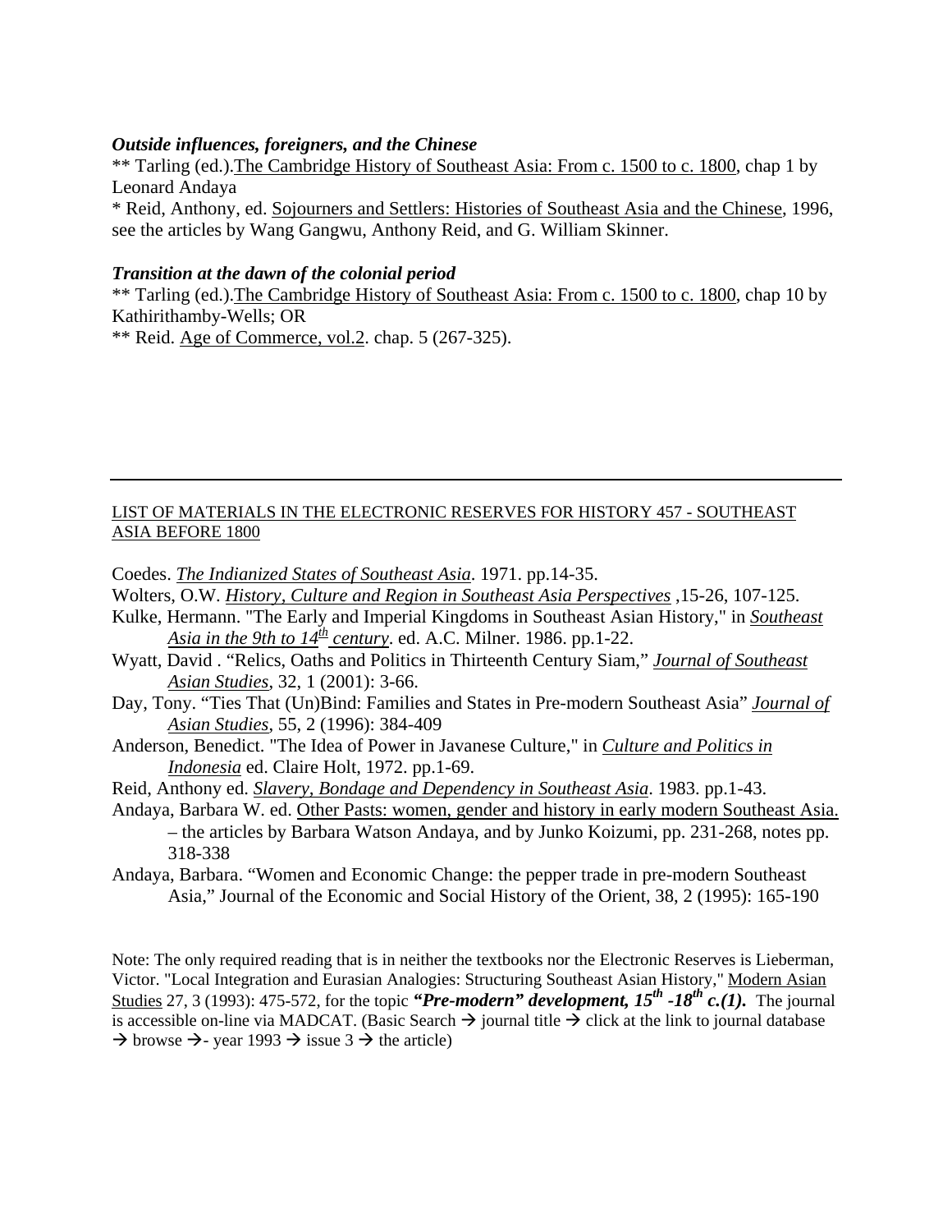***Outside influences, foreigners, and the Chinese***

** Tarling (ed.).The Cambridge History of Southeast Asia: From c. 1500 to c. 1800, chap 1 by Leonard Andaya

* Reid, Anthony, ed. Sojourners and Settlers: Histories of Southeast Asia and the Chinese, 1996, see the articles by Wang Gangwu, Anthony Reid, and G. William Skinner.

***Transition at the dawn of the colonial period***

** Tarling (ed.).The Cambridge History of Southeast Asia: From c. 1500 to c. 1800, chap 10 by Kathirithamby-Wells; OR

** Reid. Age of Commerce, vol.2. chap. 5 (267-325).

---

LIST OF MATERIALS IN THE ELECTRONIC RESERVES FOR HISTORY 457 - SOUTHEAST ASIA BEFORE 1800

Coedes. *The Indianized States of Southeast Asia*. 1971. pp.14-35.

Wolters, O.W. *History, Culture and Region in Southeast Asia Perspectives* ,15-26, 107-125.

Kulke, Hermann. "The Early and Imperial Kingdoms in Southeast Asian History," in *Southeast Asia in the 9th to 14th century*. ed. A.C. Milner. 1986. pp.1-22.

Wyatt, David . "Relics, Oaths and Politics in Thirteenth Century Siam," *Journal of Southeast Asian Studies*, 32, 1 (2001): 3-66.

Day, Tony. "Ties That (Un)Bind: Families and States in Pre-modern Southeast Asia" *Journal of Asian Studies*, 55, 2 (1996): 384-409

Anderson, Benedict. "The Idea of Power in Javanese Culture," in *Culture and Politics in Indonesia* ed. Claire Holt, 1972. pp.1-69.

Reid, Anthony ed. *Slavery, Bondage and Dependency in Southeast Asia*. 1983. pp.1-43.

Andaya, Barbara W. ed. Other Pasts: women, gender and history in early modern Southeast Asia. – the articles by Barbara Watson Andaya, and by Junko Koizumi, pp. 231-268, notes pp. 318-338

Andaya, Barbara. "Women and Economic Change: the pepper trade in pre-modern Southeast Asia," Journal of the Economic and Social History of the Orient, 38, 2 (1995): 165-190

Note: The only required reading that is in neither the textbooks nor the Electronic Reserves is Lieberman, Victor. "Local Integration and Eurasian Analogies: Structuring Southeast Asian History," Modern Asian Studies 27, 3 (1993): 475-572, for the topic ***"Pre-modern" development, 15th -18th c.(1).*** The journal is accessible on-line via MADCAT. (Basic Search → journal title → click at the link to journal database → browse →- year 1993 → issue 3 → the article)